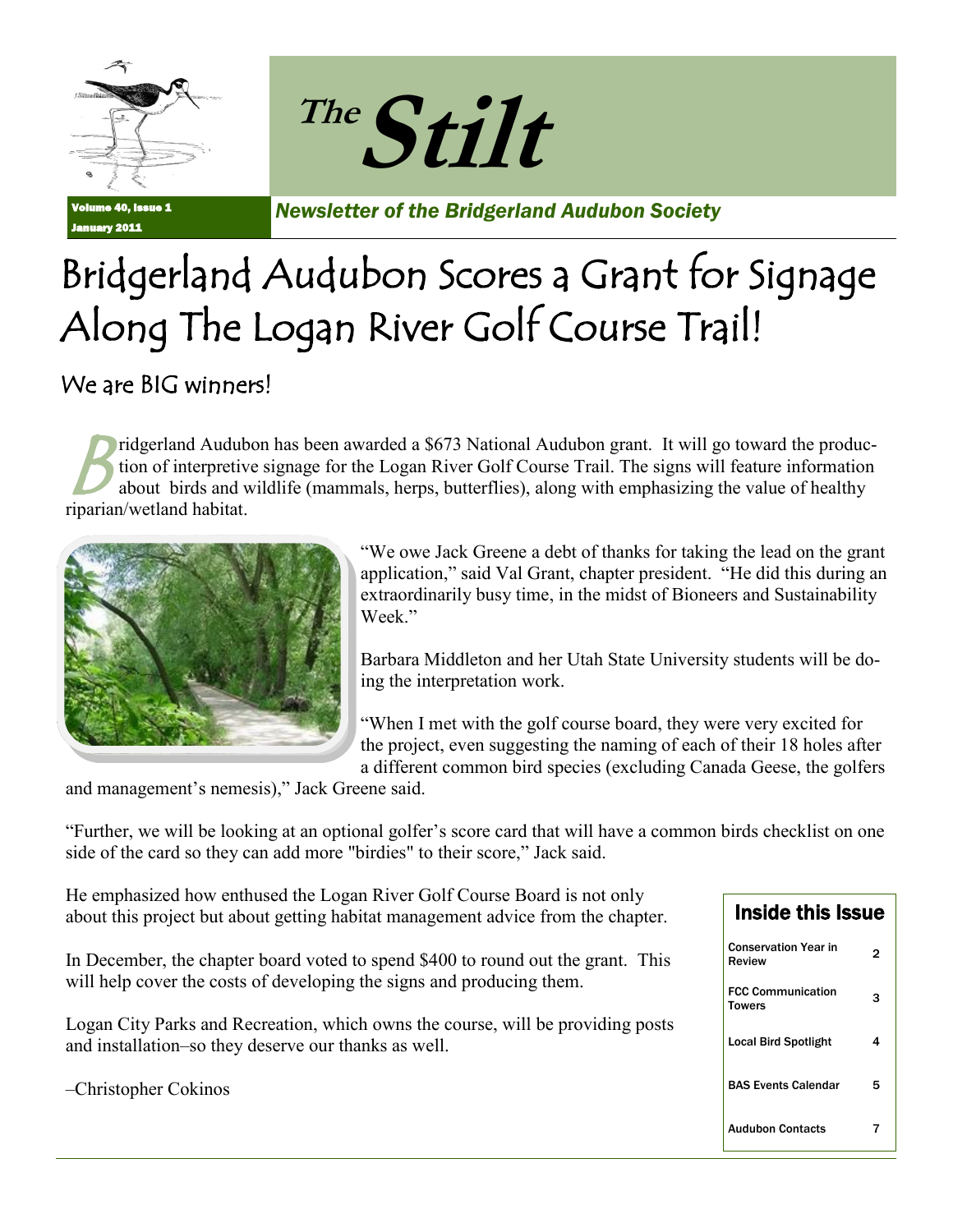# The Stilt

Volume 40, Issue 1
January 2011

*Newsletter of the Bridgerland Audubon Society*

# Bridgerland Audubon Scores a Grant for Signage Along The Logan River Golf Course Trail!

## We are BIG winners!

Bridgerland Audubon has been awarded a $673 National Audubon grant. It will go toward the production of interpretive signage for the Logan River Golf Course Trail. The signs will feature information about birds and wildlife (mammals, herps, butterflies), along with emphasizing the value of healthy riparian/wetland habitat.

"We owe Jack Greene a debt of thanks for taking the lead on the grant application," said Val Grant, chapter president. "He did this during an extraordinarily busy time, in the midst of Bioneers and Sustainability Week."

Barbara Middleton and her Utah State University students will be doing the interpretation work.

"When I met with the golf course board, they were very excited for the project, even suggesting the naming of each of their 18 holes after a different common bird species (excluding Canada Geese, the golfers and management's nemesis)," Jack Greene said.

"Further, we will be looking at an optional golfer's score card that will have a common birds checklist on one side of the card so they can add more "birdies" to their score," Jack said.

He emphasized how enthused the Logan River Golf Course Board is not only about this project but about getting habitat management advice from the chapter.

In December, the chapter board voted to spend $400 to round out the grant. This will help cover the costs of developing the signs and producing them.

Logan City Parks and Recreation, which owns the course, will be providing posts and installation–so they deserve our thanks as well.

–Christopher Cokinos

### Inside this Issue

| | |
|---|---|
| Conservation Year in Review | 2 |
| FCC Communication Towers | 3 |
| Local Bird Spotlight | 4 |
| BAS Events Calendar | 5 |
| Audubon Contacts | 7 |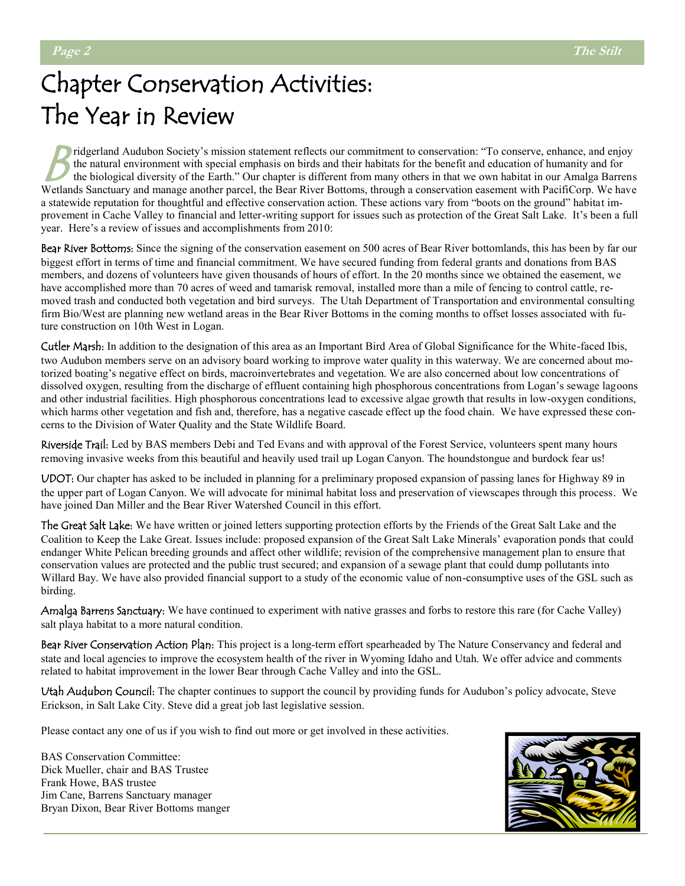# Chapter Conservation Activities: The Year in Review

Bridgerland Audubon Society's mission statement reflects our commitment to conservation: "To conserve, enhance, and enjoy the natural environment with special emphasis on birds and their habitats for the benefit and education of humanity and for the biological diversity of the Earth." Our chapter is different from many others in that we own habitat in our Amalga Barrens Wetlands Sanctuary and manage another parcel, the Bear River Bottoms, through a conservation easement with PacifiCorp. We have a statewide reputation for thoughtful and effective conservation action. These actions vary from "boots on the ground" habitat improvement in Cache Valley to financial and letter-writing support for issues such as protection of the Great Salt Lake. It's been a full year. Here's a review of issues and accomplishments from 2010:

**Bear River Bottoms:** Since the signing of the conservation easement on 500 acres of Bear River bottomlands, this has been by far our biggest effort in terms of time and financial commitment. We have secured funding from federal grants and donations from BAS members, and dozens of volunteers have given thousands of hours of effort. In the 20 months since we obtained the easement, we have accomplished more than 70 acres of weed and tamarisk removal, installed more than a mile of fencing to control cattle, removed trash and conducted both vegetation and bird surveys. The Utah Department of Transportation and environmental consulting firm Bio/West are planning new wetland areas in the Bear River Bottoms in the coming months to offset losses associated with future construction on 10th West in Logan.

**Cutler Marsh:** In addition to the designation of this area as an Important Bird Area of Global Significance for the White-faced Ibis, two Audubon members serve on an advisory board working to improve water quality in this waterway. We are concerned about motorized boating's negative effect on birds, macroinvertebrates and vegetation. We are also concerned about low concentrations of dissolved oxygen, resulting from the discharge of effluent containing high phosphorous concentrations from Logan's sewage lagoons and other industrial facilities. High phosphorous concentrations lead to excessive algae growth that results in low-oxygen conditions, which harms other vegetation and fish and, therefore, has a negative cascade effect up the food chain. We have expressed these concerns to the Division of Water Quality and the State Wildlife Board.

**Riverside Trail:** Led by BAS members Debi and Ted Evans and with approval of the Forest Service, volunteers spent many hours removing invasive weeks from this beautiful and heavily used trail up Logan Canyon. The houndstongue and burdock fear us!

**UDOT:** Our chapter has asked to be included in planning for a preliminary proposed expansion of passing lanes for Highway 89 in the upper part of Logan Canyon. We will advocate for minimal habitat loss and preservation of viewscapes through this process. We have joined Dan Miller and the Bear River Watershed Council in this effort.

**The Great Salt Lake:** We have written or joined letters supporting protection efforts by the Friends of the Great Salt Lake and the Coalition to Keep the Lake Great. Issues include: proposed expansion of the Great Salt Lake Minerals' evaporation ponds that could endanger White Pelican breeding grounds and affect other wildlife; revision of the comprehensive management plan to ensure that conservation values are protected and the public trust secured; and expansion of a sewage plant that could dump pollutants into Willard Bay. We have also provided financial support to a study of the economic value of non-consumptive uses of the GSL such as birding.

**Amalga Barrens Sanctuary:** We have continued to experiment with native grasses and forbs to restore this rare (for Cache Valley) salt playa habitat to a more natural condition.

**Bear River Conservation Action Plan:** This project is a long-term effort spearheaded by The Nature Conservancy and federal and state and local agencies to improve the ecosystem health of the river in Wyoming Idaho and Utah. We offer advice and comments related to habitat improvement in the lower Bear through Cache Valley and into the GSL.

**Utah Audubon Council:** The chapter continues to support the council by providing funds for Audubon's policy advocate, Steve Erickson, in Salt Lake City. Steve did a great job last legislative session.

Please contact any one of us if you wish to find out more or get involved in these activities.

BAS Conservation Committee:
Dick Mueller, chair and BAS Trustee
Frank Howe, BAS trustee
Jim Cane, Barrens Sanctuary manager
Bryan Dixon, Bear River Bottoms manger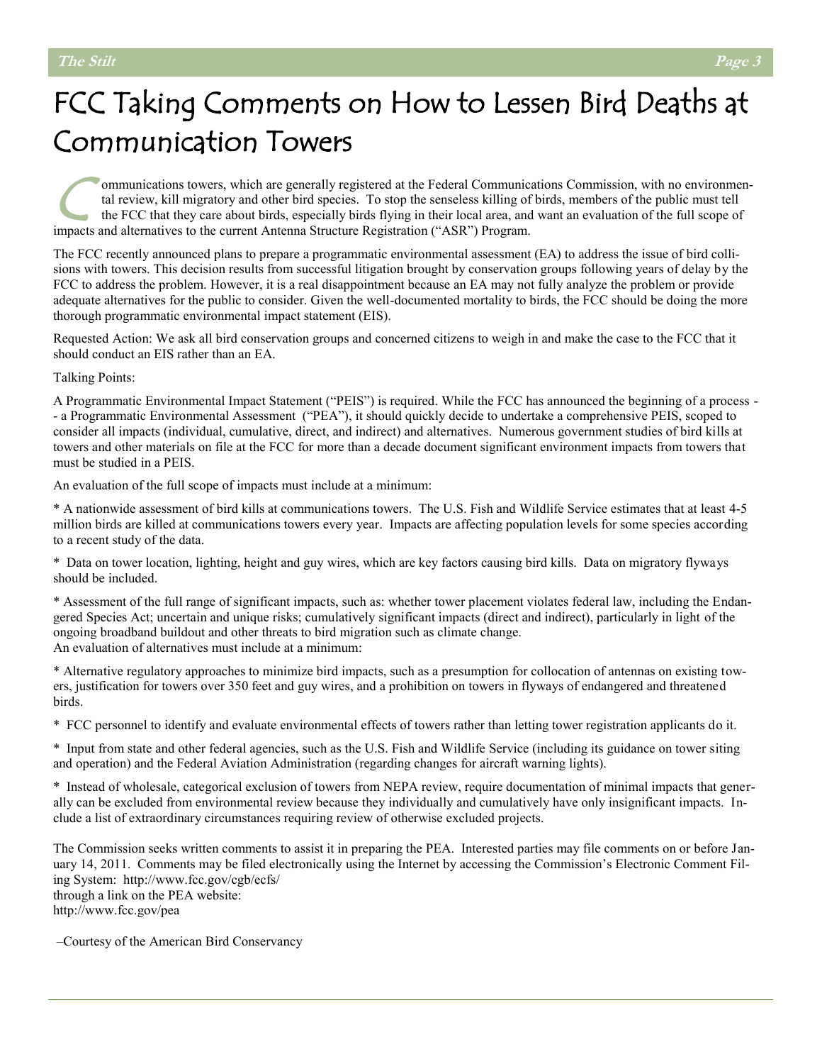# FCC Taking Comments on How to Lessen Bird Deaths at Communication Towers

Communications towers, which are generally registered at the Federal Communications Commission, with no environmental review, kill migratory and other bird species. To stop the senseless killing of birds, members of the public must tell the FCC that they care about birds, especially birds flying in their local area, and want an evaluation of the full scope of impacts and alternatives to the current Antenna Structure Registration ("ASR") Program.

The FCC recently announced plans to prepare a programmatic environmental assessment (EA) to address the issue of bird collisions with towers. This decision results from successful litigation brought by conservation groups following years of delay by the FCC to address the problem. However, it is a real disappointment because an EA may not fully analyze the problem or provide adequate alternatives for the public to consider. Given the well-documented mortality to birds, the FCC should be doing the more thorough programmatic environmental impact statement (EIS).

Requested Action: We ask all bird conservation groups and concerned citizens to weigh in and make the case to the FCC that it should conduct an EIS rather than an EA.

Talking Points:

A Programmatic Environmental Impact Statement ("PEIS") is required. While the FCC has announced the beginning of a process -- a Programmatic Environmental Assessment ("PEA"), it should quickly decide to undertake a comprehensive PEIS, scoped to consider all impacts (individual, cumulative, direct, and indirect) and alternatives. Numerous government studies of bird kills at towers and other materials on file at the FCC for more than a decade document significant environment impacts from towers that must be studied in a PEIS.

An evaluation of the full scope of impacts must include at a minimum:

* A nationwide assessment of bird kills at communications towers. The U.S. Fish and Wildlife Service estimates that at least 4-5 million birds are killed at communications towers every year. Impacts are affecting population levels for some species according to a recent study of the data.

* Data on tower location, lighting, height and guy wires, which are key factors causing bird kills. Data on migratory flyways should be included.

* Assessment of the full range of significant impacts, such as: whether tower placement violates federal law, including the Endangered Species Act; uncertain and unique risks; cumulatively significant impacts (direct and indirect), particularly in light of the ongoing broadband buildout and other threats to bird migration such as climate change.

An evaluation of alternatives must include at a minimum:

* Alternative regulatory approaches to minimize bird impacts, such as a presumption for collocation of antennas on existing towers, justification for towers over 350 feet and guy wires, and a prohibition on towers in flyways of endangered and threatened birds.

* FCC personnel to identify and evaluate environmental effects of towers rather than letting tower registration applicants do it.

* Input from state and other federal agencies, such as the U.S. Fish and Wildlife Service (including its guidance on tower siting and operation) and the Federal Aviation Administration (regarding changes for aircraft warning lights).

* Instead of wholesale, categorical exclusion of towers from NEPA review, require documentation of minimal impacts that generally can be excluded from environmental review because they individually and cumulatively have only insignificant impacts. Include a list of extraordinary circumstances requiring review of otherwise excluded projects.

The Commission seeks written comments to assist it in preparing the PEA. Interested parties may file comments on or before January 14, 2011. Comments may be filed electronically using the Internet by accessing the Commission's Electronic Comment Filing System: http://www.fcc.gov/cgb/ecfs/
through a link on the PEA website:
http://www.fcc.gov/pea

–Courtesy of the American Bird Conservancy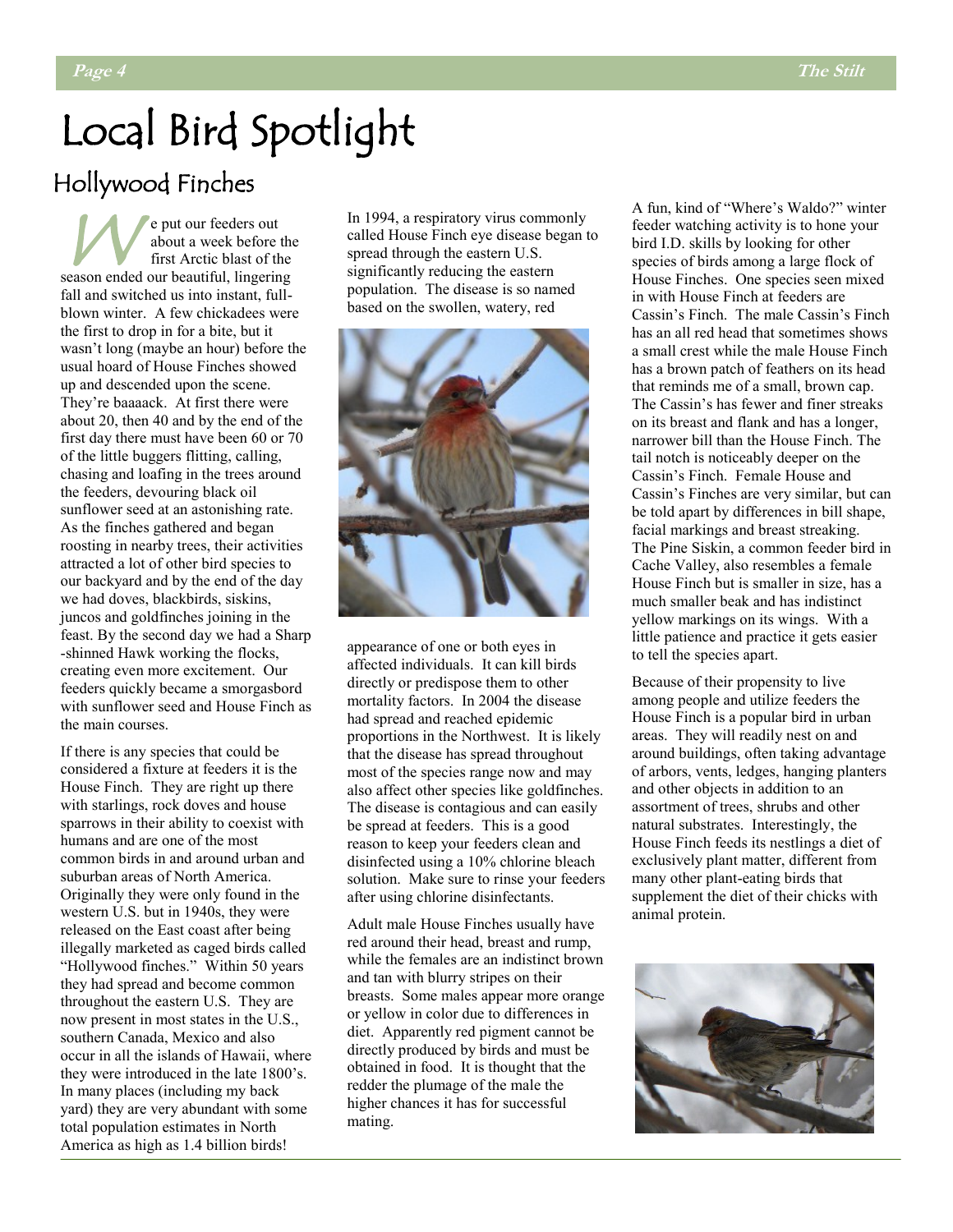# Local Bird Spotlight

## Hollywood Finches

We put our feeders out about a week before the first Arctic blast of the season ended our beautiful, lingering fall and switched us into instant, full-blown winter. A few chickadees were the first to drop in for a bite, but it wasn't long (maybe an hour) before the usual hoard of House Finches showed up and descended upon the scene. They're baaaack. At first there were about 20, then 40 and by the end of the first day there must have been 60 or 70 of the little buggers flitting, calling, chasing and loafing in the trees around the feeders, devouring black oil sunflower seed at an astonishing rate. As the finches gathered and began roosting in nearby trees, their activities attracted a lot of other bird species to our backyard and by the end of the day we had doves, blackbirds, siskins, juncos and goldfinches joining in the feast. By the second day we had a Sharp-shinned Hawk working the flocks, creating even more excitement. Our feeders quickly became a smorgasbord with sunflower seed and House Finch as the main courses.

If there is any species that could be considered a fixture at feeders it is the House Finch. They are right up there with starlings, rock doves and house sparrows in their ability to coexist with humans and are one of the most common birds in and around urban and suburban areas of North America. Originally they were only found in the western U.S. but in 1940s, they were released on the East coast after being illegally marketed as caged birds called "Hollywood finches." Within 50 years they had spread and become common throughout the eastern U.S. They are now present in most states in the U.S., southern Canada, Mexico and also occur in all the islands of Hawaii, where they were introduced in the late 1800's. In many places (including my back yard) they are very abundant with some total population estimates in North America as high as 1.4 billion birds!

In 1994, a respiratory virus commonly called House Finch eye disease began to spread through the eastern U.S. significantly reducing the eastern population. The disease is so named based on the swollen, watery, red appearance of one or both eyes in affected individuals. It can kill birds directly or predispose them to other mortality factors. In 2004 the disease had spread and reached epidemic proportions in the Northwest. It is likely that the disease has spread throughout most of the species range now and may also affect other species like goldfinches. The disease is contagious and can easily be spread at feeders. This is a good reason to keep your feeders clean and disinfected using a 10% chlorine bleach solution. Make sure to rinse your feeders after using chlorine disinfectants.

Adult male House Finches usually have red around their head, breast and rump, while the females are an indistinct brown and tan with blurry stripes on their breasts. Some males appear more orange or yellow in color due to differences in diet. Apparently red pigment cannot be directly produced by birds and must be obtained in food. It is thought that the redder the plumage of the male the higher chances it has for successful mating.

A fun, kind of "Where's Waldo?" winter feeder watching activity is to hone your bird I.D. skills by looking for other species of birds among a large flock of House Finches. One species seen mixed in with House Finch at feeders are Cassin's Finch. The male Cassin's Finch has an all red head that sometimes shows a small crest while the male House Finch has a brown patch of feathers on its head that reminds me of a small, brown cap. The Cassin's has fewer and finer streaks on its breast and flank and has a longer, narrower bill than the House Finch. The tail notch is noticeably deeper on the Cassin's Finch. Female House and Cassin's Finches are very similar, but can be told apart by differences in bill shape, facial markings and breast streaking. The Pine Siskin, a common feeder bird in Cache Valley, also resembles a female House Finch but is smaller in size, has a much smaller beak and has indistinct yellow markings on its wings. With a little patience and practice it gets easier to tell the species apart.

Because of their propensity to live among people and utilize feeders the House Finch is a popular bird in urban areas. They will readily nest on and around buildings, often taking advantage of arbors, vents, ledges, hanging planters and other objects in addition to an assortment of trees, shrubs and other natural substrates. Interestingly, the House Finch feeds its nestlings a diet of exclusively plant matter, different from many other plant-eating birds that supplement the diet of their chicks with animal protein.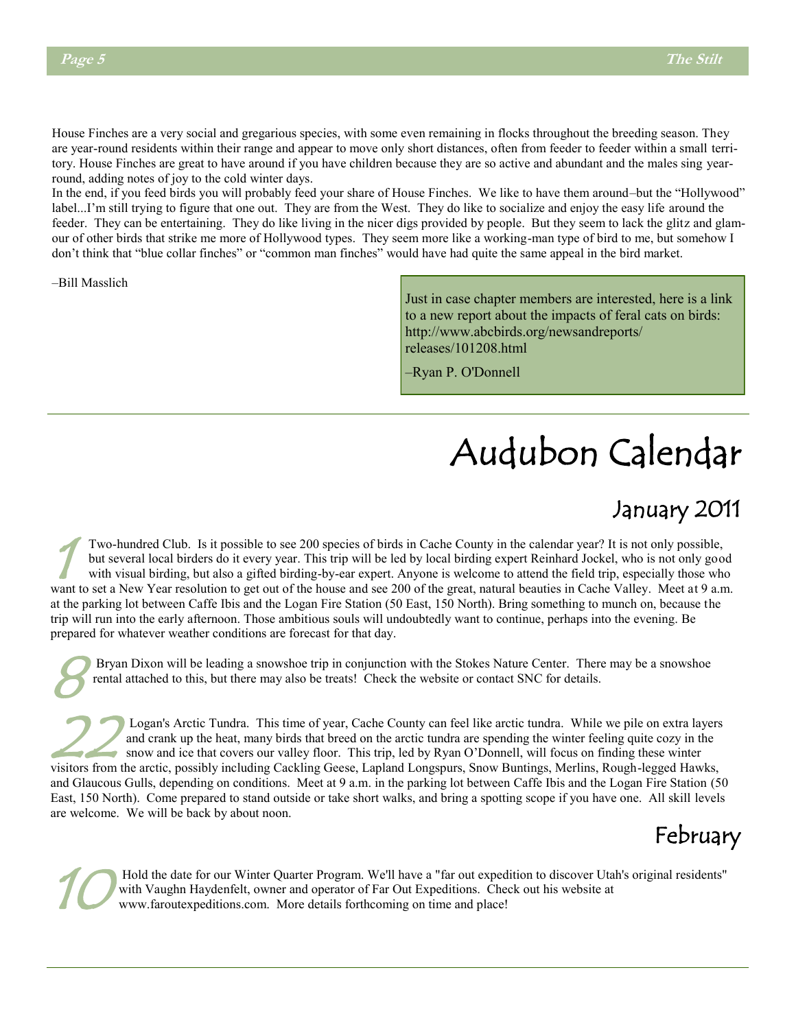House Finches are a very social and gregarious species, with some even remaining in flocks throughout the breeding season. They are year-round residents within their range and appear to move only short distances, often from feeder to feeder within a small territory. House Finches are great to have around if you have children because they are so active and abundant and the males sing year-round, adding notes of joy to the cold winter days.

In the end, if you feed birds you will probably feed your share of House Finches. We like to have them around–but the "Hollywood" label...I'm still trying to figure that one out. They are from the West. They do like to socialize and enjoy the easy life around the feeder. They can be entertaining. They do like living in the nicer digs provided by people. But they seem to lack the glitz and glamour of other birds that strike me more of Hollywood types. They seem more like a working-man type of bird to me, but somehow I don't think that "blue collar finches" or "common man finches" would have had quite the same appeal in the bird market.

–Bill Masslich

Just in case chapter members are interested, here is a link to a new report about the impacts of feral cats on birds: http://www.abcbirds.org/newsandreports/releases/101208.html

–Ryan P. O'Donnell

# Audubon Calendar

## January 2011

**1** Two-hundred Club. Is it possible to see 200 species of birds in Cache County in the calendar year? It is not only possible, but several local birders do it every year. This trip will be led by local birding expert Reinhard Jockel, who is not only good with visual birding, but also a gifted birding-by-ear expert. Anyone is welcome to attend the field trip, especially those who want to set a New Year resolution to get out of the house and see 200 of the great, natural beauties in Cache Valley. Meet at 9 a.m. at the parking lot between Caffe Ibis and the Logan Fire Station (50 East, 150 North). Bring something to munch on, because the trip will run into the early afternoon. Those ambitious souls will undoubtedly want to continue, perhaps into the evening. Be prepared for whatever weather conditions are forecast for that day.

**8** Bryan Dixon will be leading a snowshoe trip in conjunction with the Stokes Nature Center. There may be a snowshoe rental attached to this, but there may also be treats! Check the website or contact SNC for details.

**22** Logan's Arctic Tundra. This time of year, Cache County can feel like arctic tundra. While we pile on extra layers and crank up the heat, many birds that breed on the arctic tundra are spending the winter feeling quite cozy in the snow and ice that covers our valley floor. This trip, led by Ryan O'Donnell, will focus on finding these winter visitors from the arctic, possibly including Cackling Geese, Lapland Longspurs, Snow Buntings, Merlins, Rough-legged Hawks, and Glaucous Gulls, depending on conditions. Meet at 9 a.m. in the parking lot between Caffe Ibis and the Logan Fire Station (50 East, 150 North). Come prepared to stand outside or take short walks, and bring a spotting scope if you have one. All skill levels are welcome. We will be back by about noon.

## February

**10** Hold the date for our Winter Quarter Program. We'll have a "far out expedition to discover Utah's original residents" with Vaughn Haydenfelt, owner and operator of Far Out Expeditions. Check out his website at www.faroutexpeditions.com. More details forthcoming on time and place!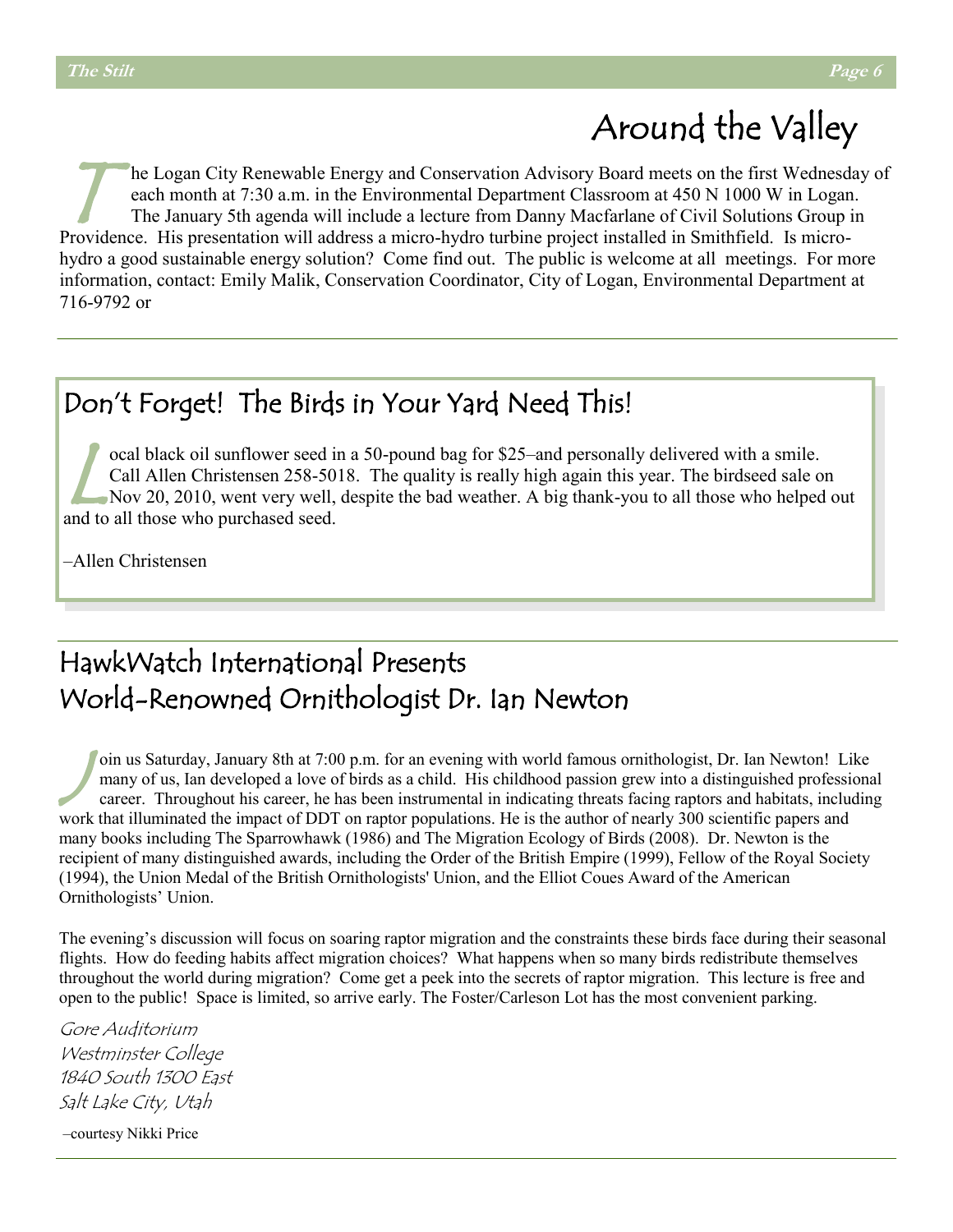# Around the Valley

The Logan City Renewable Energy and Conservation Advisory Board meets on the first Wednesday of each month at 7:30 a.m. in the Environmental Department Classroom at 450 N 1000 W in Logan. The January 5th agenda will include a lecture from Danny Macfarlane of Civil Solutions Group in Providence. His presentation will address a micro-hydro turbine project installed in Smithfield. Is micro-hydro a good sustainable energy solution? Come find out. The public is welcome at all meetings. For more information, contact: Emily Malik, Conservation Coordinator, City of Logan, Environmental Department at 716-9792 or

## Don't Forget! The Birds in Your Yard Need This!

Local black oil sunflower seed in a 50-pound bag for $25–and personally delivered with a smile. Call Allen Christensen 258-5018. The quality is really high again this year. The birdseed sale on Nov 20, 2010, went very well, despite the bad weather. A big thank-you to all those who helped out and to all those who purchased seed.

–Allen Christensen

## HawkWatch International Presents World-Renowned Ornithologist Dr. Ian Newton

Join us Saturday, January 8th at 7:00 p.m. for an evening with world famous ornithologist, Dr. Ian Newton! Like many of us, Ian developed a love of birds as a child. His childhood passion grew into a distinguished professional career. Throughout his career, he has been instrumental in indicating threats facing raptors and habitats, including work that illuminated the impact of DDT on raptor populations. He is the author of nearly 300 scientific papers and many books including The Sparrowhawk (1986) and The Migration Ecology of Birds (2008). Dr. Newton is the recipient of many distinguished awards, including the Order of the British Empire (1999), Fellow of the Royal Society (1994), the Union Medal of the British Ornithologists' Union, and the Elliot Coues Award of the American Ornithologists' Union.

The evening's discussion will focus on soaring raptor migration and the constraints these birds face during their seasonal flights. How do feeding habits affect migration choices? What happens when so many birds redistribute themselves throughout the world during migration? Come get a peek into the secrets of raptor migration. This lecture is free and open to the public! Space is limited, so arrive early. The Foster/Carleson Lot has the most convenient parking.

*Gore Auditorium*
*Westminster College*
*1840 South 1300 East*
*Salt Lake City, Utah*

–courtesy Nikki Price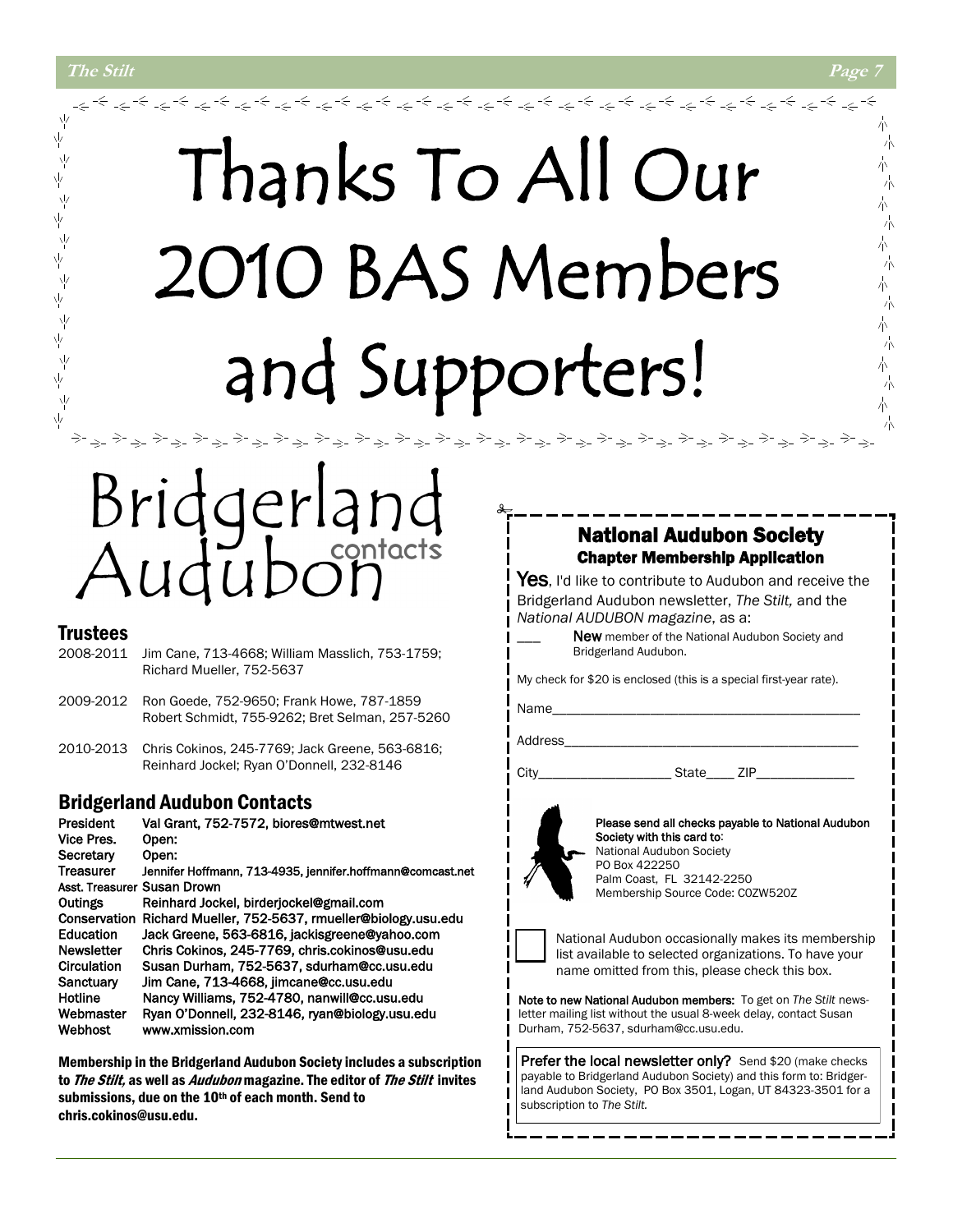# Thanks To All Our 2010 BAS Members and Supporters!

# Bridgerland Audubon contacts

## Trustees

| | |
|---|---|
| 2008-2011 | Jim Cane, 713-4668; William Masslich, 753-1759; Richard Mueller, 752-5637 |
| 2009-2012 | Ron Goede, 752-9650; Frank Howe, 787-1859 Robert Schmidt, 755-9262; Bret Selman, 257-5260 |
| 2010-2013 | Chris Cokinos, 245-7769; Jack Greene, 563-6816; Reinhard Jockel; Ryan O'Donnell, 232-8146 |

## Bridgerland Audubon Contacts

| | |
|---|---|
| President | Val Grant, 752-7572, biores@mtwest.net |
| Vice Pres. | Open: |
| Secretary | Open: |
| Treasurer | Jennifer Hoffmann, 713-4935, jennifer.hoffmann@comcast.net |
| Asst. Treasurer | Susan Drown |
| Outings | Reinhard Jockel, birderjockel@gmail.com |
| Conservation | Richard Mueller, 752-5637, rmueller@biology.usu.edu |
| Education | Jack Greene, 563-6816, jackisgreene@yahoo.com |
| Newsletter | Chris Cokinos, 245-7769, chris.cokinos@usu.edu |
| Circulation | Susan Durham, 752-5637, sdurham@cc.usu.edu |
| Sanctuary | Jim Cane, 713-4668, jimcane@cc.usu.edu |
| Hotline | Nancy Williams, 752-4780, nanwill@cc.usu.edu |
| Webmaster | Ryan O'Donnell, 232-8146, ryan@biology.usu.edu |
| Webhost | www.xmission.com |

**Membership in the Bridgerland Audubon Society includes a subscription to *The Stilt,* as well as *Audubon* magazine. The editor of *The Stilt* invites submissions, due on the 10th of each month. Send to chris.cokinos@usu.edu.**

## National Audubon Society

### Chapter Membership Application

**Yes**, I'd like to contribute to Audubon and receive the Bridgerland Audubon newsletter, *The Stilt,* and the *National AUDUBON magazine*, as a:

___ **New** member of the National Audubon Society and Bridgerland Audubon.

My check for $20 is enclosed (this is a special first-year rate).

Name_______________________________________

Address_____________________________________

City_________________ State____ ZIP____________

**Please send all checks payable to National Audubon Society with this card to:**
National Audubon Society
PO Box 422250
Palm Coast, FL 32142-2250
Membership Source Code: C0ZW520Z

☐ National Audubon occasionally makes its membership list available to selected organizations. To have your name omitted from this, please check this box.

**Note to new National Audubon members:** To get on *The Stilt* newsletter mailing list without the usual 8-week delay, contact Susan Durham, 752-5637, sdurham@cc.usu.edu.

**Prefer the local newsletter only?** Send $20 (make checks payable to Bridgerland Audubon Society) and this form to: Bridgerland Audubon Society, PO Box 3501, Logan, UT 84323-3501 for a subscription to *The Stilt.*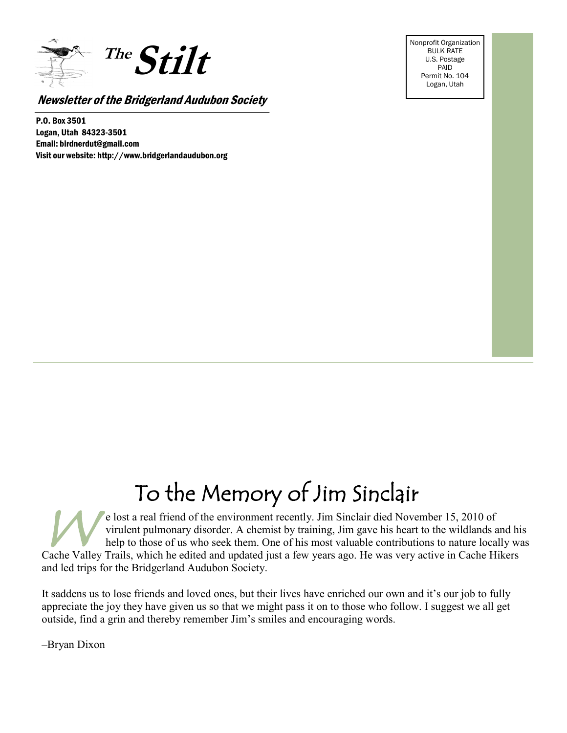# The Stilt

*Newsletter of the Bridgerland Audubon Society*

P.O. Box 3501
Logan, Utah 84323-3501
Email: birdnerdut@gmail.com
Visit our website: http://www.bridgerlandaudubon.org

Nonprofit Organization
BULK RATE
U.S. Postage
PAID
Permit No. 104
Logan, Utah

## To the Memory of Jim Sinclair

We lost a real friend of the environment recently. Jim Sinclair died November 15, 2010 of virulent pulmonary disorder. A chemist by training, Jim gave his heart to the wildlands and his help to those of us who seek them. One of his most valuable contributions to nature locally was Cache Valley Trails, which he edited and updated just a few years ago. He was very active in Cache Hikers and led trips for the Bridgerland Audubon Society.

It saddens us to lose friends and loved ones, but their lives have enriched our own and it's our job to fully appreciate the joy they have given us so that we might pass it on to those who follow. I suggest we all get outside, find a grin and thereby remember Jim's smiles and encouraging words.

–Bryan Dixon